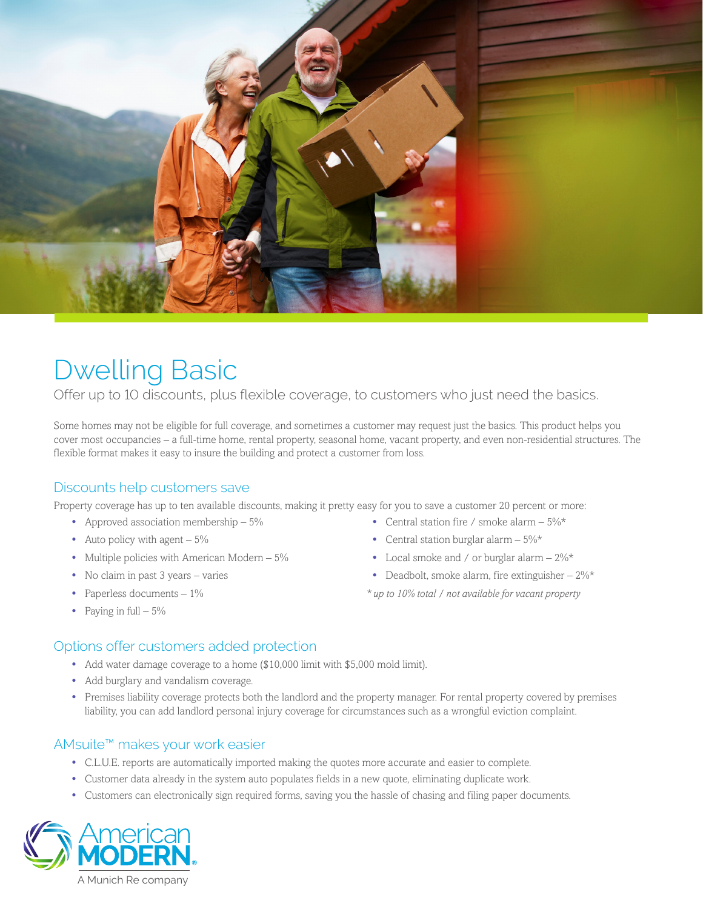# Dwelling Basic

Offer up to 10 discounts, plus flexible coverage, to customers who just need the basics.

Some homes may not be eligible for full coverage, and sometimes a customer may request just the basics. This product helps you cover most occupancies – a full-time home, rental property, seasonal home, vacant property, and even non-residential structures. The flexible format makes it easy to insure the building and protect a customer from loss.

## Discounts help customers save

Property coverage has up to ten available discounts, making it pretty easy for you to save a customer 20 percent or more:

- Approved association membership – 5%
- Auto policy with agent – 5%
- Multiple policies with American Modern – 5%
- No claim in past 3 years – varies
- Paperless documents – 1%
- Paying in full – 5%
- Central station fire / smoke alarm – 5%*
- Central station burglar alarm – 5%*
- Local smoke and / or burglar alarm – 2%*
- Deadbolt, smoke alarm, fire extinguisher – 2%*

*\* up to 10% total / not available for vacant property*

## Options offer customers added protection

- Add water damage coverage to a home ($10,000 limit with $5,000 mold limit).
- Add burglary and vandalism coverage.
- Premises liability coverage protects both the landlord and the property manager. For rental property covered by premises liability, you can add landlord personal injury coverage for circumstances such as a wrongful eviction complaint.

## AMsuite™ makes your work easier

- C.L.U.E. reports are automatically imported making the quotes more accurate and easier to complete.
- Customer data already in the system auto populates fields in a new quote, eliminating duplicate work.
- Customers can electronically sign required forms, saving you the hassle of chasing and filing paper documents.

American MODERN®
A Munich Re company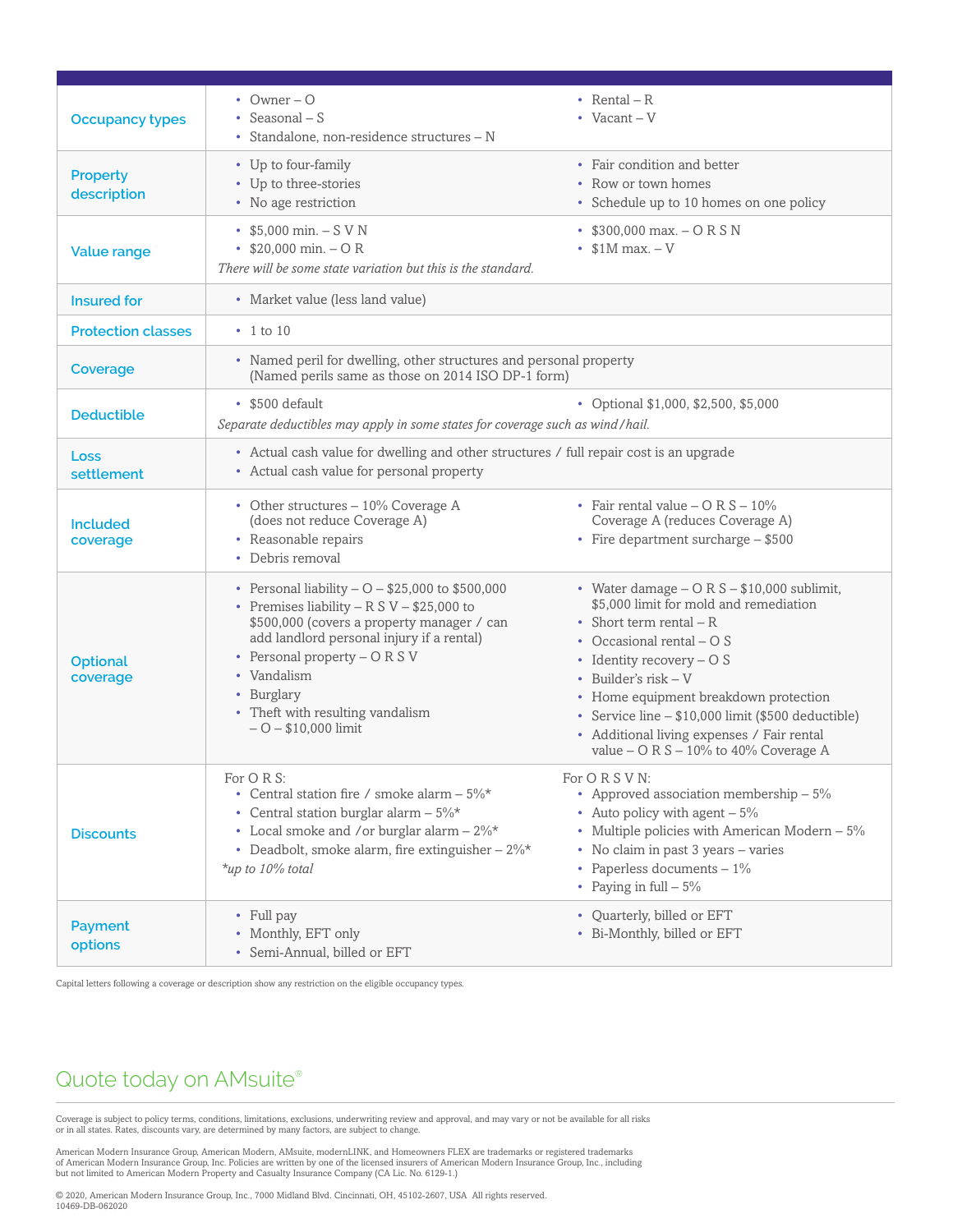| | | |
|---|---|---|
| **Occupancy types** | • Owner – O<br>• Seasonal – S<br>• Standalone, non-residence structures – N | • Rental – R<br>• Vacant – V |
| **Property description** | • Up to four-family<br>• Up to three-stories<br>• No age restriction | • Fair condition and better<br>• Row or town homes<br>• Schedule up to 10 homes on one policy |
| **Value range** | • $5,000 min. – S V N<br>• $20,000 min. – O R<br>*There will be some state variation but this is the standard.* | • $300,000 max. – O R S N<br>• $1M max. – V |
| **Insured for** | • Market value (less land value) | |
| **Protection classes** | • 1 to 10 | |
| **Coverage** | • Named peril for dwelling, other structures and personal property (Named perils same as those on 2014 ISO DP-1 form) | |
| **Deductible** | • $500 default<br>*Separate deductibles may apply in some states for coverage such as wind/hail.* | • Optional $1,000, $2,500, $5,000 |
| **Loss settlement** | • Actual cash value for dwelling and other structures / full repair cost is an upgrade<br>• Actual cash value for personal property | |
| **Included coverage** | • Other structures – 10% Coverage A (does not reduce Coverage A)<br>• Reasonable repairs<br>• Debris removal | • Fair rental value – O R S – 10% Coverage A (reduces Coverage A)<br>• Fire department surcharge – $500 |
| **Optional coverage** | • Personal liability – O – $25,000 to $500,000<br>• Premises liability – R S V – $25,000 to $500,000 (covers a property manager / can add landlord personal injury if a rental)<br>• Personal property – O R S V<br>• Vandalism<br>• Burglary<br>• Theft with resulting vandalism – O – $10,000 limit | • Water damage – O R S – $10,000 sublimit, $5,000 limit for mold and remediation<br>• Short term rental – R<br>• Occasional rental – O S<br>• Identity recovery – O S<br>• Builder's risk – V<br>• Home equipment breakdown protection<br>• Service line – $10,000 limit ($500 deductible)<br>• Additional living expenses / Fair rental value – O R S – 10% to 40% Coverage A |
| **Discounts** | For O R S:<br>• Central station fire / smoke alarm – 5%*<br>• Central station burglar alarm – 5%*<br>• Local smoke and /or burglar alarm – 2%*<br>• Deadbolt, smoke alarm, fire extinguisher – 2%*<br>*\*up to 10% total* | For O R S V N:<br>• Approved association membership – 5%<br>• Auto policy with agent – 5%<br>• Multiple policies with American Modern – 5%<br>• No claim in past 3 years – varies<br>• Paperless documents – 1%<br>• Paying in full – 5% |
| **Payment options** | • Full pay<br>• Monthly, EFT only<br>• Semi-Annual, billed or EFT | • Quarterly, billed or EFT<br>• Bi-Monthly, billed or EFT |

Capital letters following a coverage or description show any restriction on the eligible occupancy types.

## Quote today on AMsuite®

Coverage is subject to policy terms, conditions, limitations, exclusions, underwriting review and approval, and may vary or not be available for all risks or in all states. Rates, discounts vary, are determined by many factors, are subject to change.

American Modern Insurance Group, American Modern, AMsuite, modernLINK, and Homeowners FLEX are trademarks or registered trademarks of American Modern Insurance Group, Inc. Policies are written by one of the licensed insurers of American Modern Insurance Group, Inc., including but not limited to American Modern Property and Casualty Insurance Company (CA Lic. No. 6129-1.)

© 2020, American Modern Insurance Group, Inc., 7000 Midland Blvd. Cincinnati, OH, 45102-2607, USA All rights reserved.
10469-DB-062020